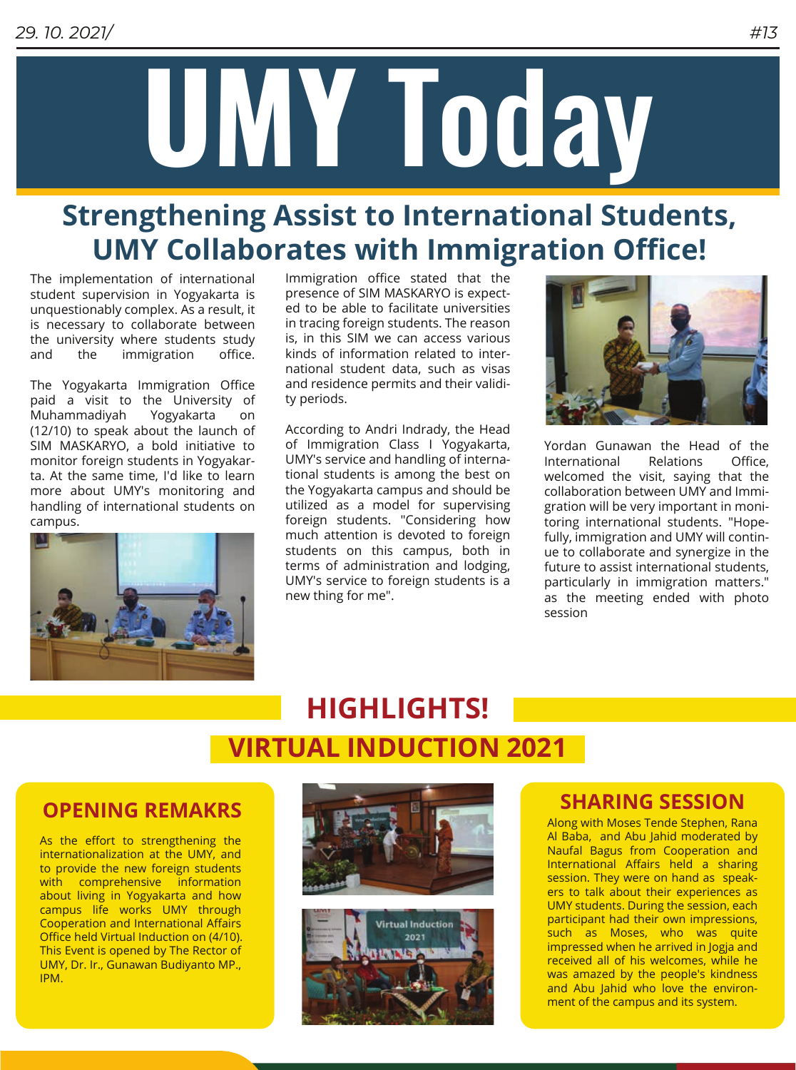# UMY Today

## Strengthening Assist to International Students, UMY Collaborates with Immigration Office!

The implementation of international student supervision in Yogyakarta is unquestionably complex. As a result, it is necessary to collaborate between the university where students study and the immigration office.

The Yogyakarta Immigration Office paid a visit to the University of Muhammadiyah Yogyakarta on (12/10) to speak about the launch of SIM MASKARYO, a bold initiative to monitor foreign students in Yogyakarta. At the same time, I'd like to learn more about UMY's monitoring and handling of international students on campus.

Immigration office stated that the presence of SIM MASKARYO is expected to be able to facilitate universities in tracing foreign students. The reason is, in this SIM we can access various kinds of information related to international student data, such as visas and residence permits and their validity periods.

According to Andri Indrady, the Head of Immigration Class I Yogyakarta, UMY's service and handling of international students is among the best on the Yogyakarta campus and should be utilized as a model for supervising foreign students. "Considering how much attention is devoted to foreign students on this campus, both in terms of administration and lodging, UMY's service to foreign students is a new thing for me".

Yordan Gunawan the Head of the International Relations Office, welcomed the visit, saying that the collaboration between UMY and Immigration will be very important in monitoring international students. "Hopefully, immigration and UMY will continue to collaborate and synergize in the future to assist international students, particularly in immigration matters." as the meeting ended with photo session

## HIGHLIGHTS!

## VIRTUAL INDUCTION 2021

### OPENING REMAKRS

As the effort to strengthening the internationalization at the UMY, and to provide the new foreign students with comprehensive information about living in Yogyakarta and how campus life works UMY through Cooperation and International Affairs Office held Virtual Induction on (4/10). This Event is opened by The Rector of UMY, Dr. Ir., Gunawan Budiyanto MP., IPM.

### SHARING SESSION

Along with Moses Tende Stephen, Rana Al Baba, and Abu Jahid moderated by Naufal Bagus from Cooperation and International Affairs held a sharing session. They were on hand as speakers to talk about their experiences as UMY students. During the session, each participant had their own impressions, such as Moses, who was quite impressed when he arrived in Jogja and received all of his welcomes, while he was amazed by the people's kindness and Abu Jahid who love the environment of the campus and its system.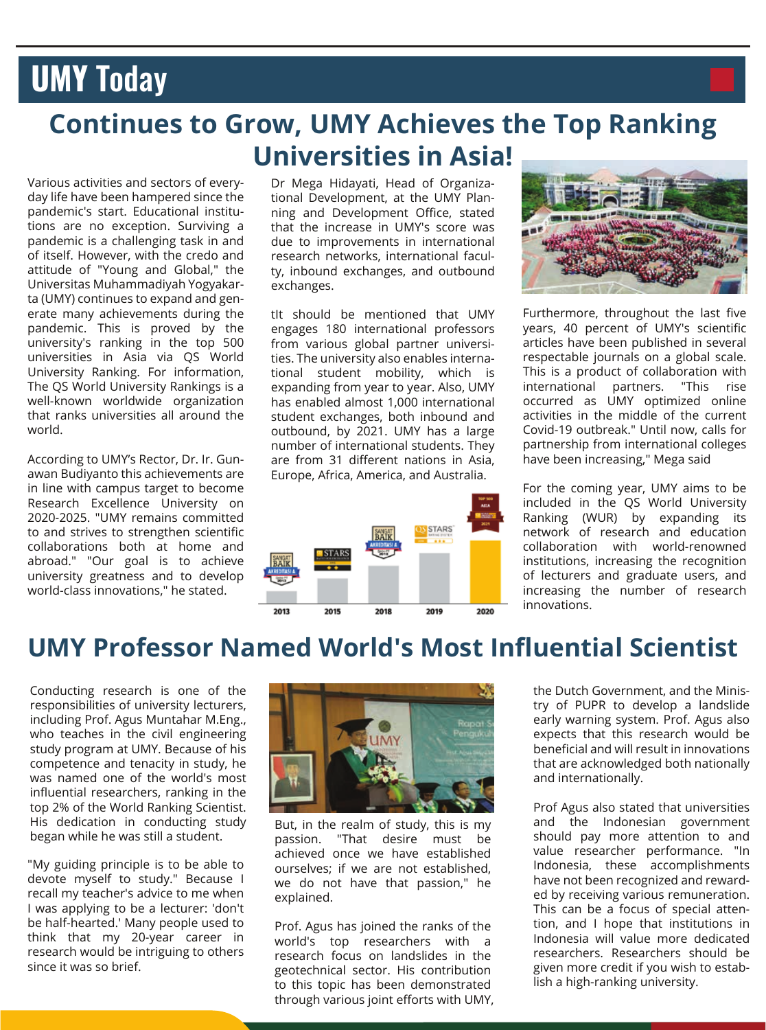# UMY Today

## Continues to Grow, UMY Achieves the Top Ranking Universities in Asia!

Various activities and sectors of everyday life have been hampered since the pandemic's start. Educational institutions are no exception. Surviving a pandemic is a challenging task in and of itself. However, with the credo and attitude of "Young and Global," the Universitas Muhammadiyah Yogyakarta (UMY) continues to expand and generate many achievements during the pandemic. This is proved by the university's ranking in the top 500 universities in Asia via QS World University Ranking. For information, The QS World University Rankings is a well-known worldwide organization that ranks universities all around the world.

According to UMY's Rector, Dr. Ir. Gunawan Budiyanto this achievements are in line with campus target to become Research Excellence University on 2020-2025. "UMY remains committed to and strives to strengthen scientific collaborations both at home and abroad." "Our goal is to achieve university greatness and to develop world-class innovations," he stated.

Dr Mega Hidayati, Head of Organizational Development, at the UMY Planning and Development Office, stated that the increase in UMY's score was due to improvements in international research networks, international faculty, inbound exchanges, and outbound exchanges.

tIt should be mentioned that UMY engages 180 international professors from various global partner universities. The university also enables international student mobility, which is expanding from year to year. Also, UMY has enabled almost 1,000 international student exchanges, both inbound and outbound, by 2021. UMY has a large number of international students. They are from 31 different nations in Asia, Europe, Africa, America, and Australia.

2013
2015
2018
2019
2020

Furthermore, throughout the last five years, 40 percent of UMY's scientific articles have been published in several respectable journals on a global scale. This is a product of collaboration with international partners. "This rise occurred as UMY optimized online activities in the middle of the current Covid-19 outbreak." Until now, calls for partnership from international colleges have been increasing," Mega said

For the coming year, UMY aims to be included in the QS World University Ranking (WUR) by expanding its network of research and education collaboration with world-renowned institutions, increasing the recognition of lecturers and graduate users, and increasing the number of research innovations.

## UMY Professor Named World's Most Influential Scientist

Conducting research is one of the responsibilities of university lecturers, including Prof. Agus Muntahar M.Eng., who teaches in the civil engineering study program at UMY. Because of his competence and tenacity in study, he was named one of the world's most influential researchers, ranking in the top 2% of the World Ranking Scientist. His dedication in conducting study began while he was still a student.

"My guiding principle is to be able to devote myself to study." Because I recall my teacher's advice to me when I was applying to be a lecturer: 'don't be half-hearted.' Many people used to think that my 20-year career in research would be intriguing to others since it was so brief.

But, in the realm of study, this is my passion. "That desire must be achieved once we have established ourselves; if we are not established, we do not have that passion," he explained.

Prof. Agus has joined the ranks of the world's top researchers with a research focus on landslides in the geotechnical sector. His contribution to this topic has been demonstrated through various joint efforts with UMY, the Dutch Government, and the Ministry of PUPR to develop a landslide early warning system. Prof. Agus also expects that this research would be beneficial and will result in innovations that are acknowledged both nationally and internationally.

Prof Agus also stated that universities and the Indonesian government should pay more attention to and value researcher performance. "In Indonesia, these accomplishments have not been recognized and rewarded by receiving various remuneration. This can be a focus of special attention, and I hope that institutions in Indonesia will value more dedicated researchers. Researchers should be given more credit if you wish to establish a high-ranking university.